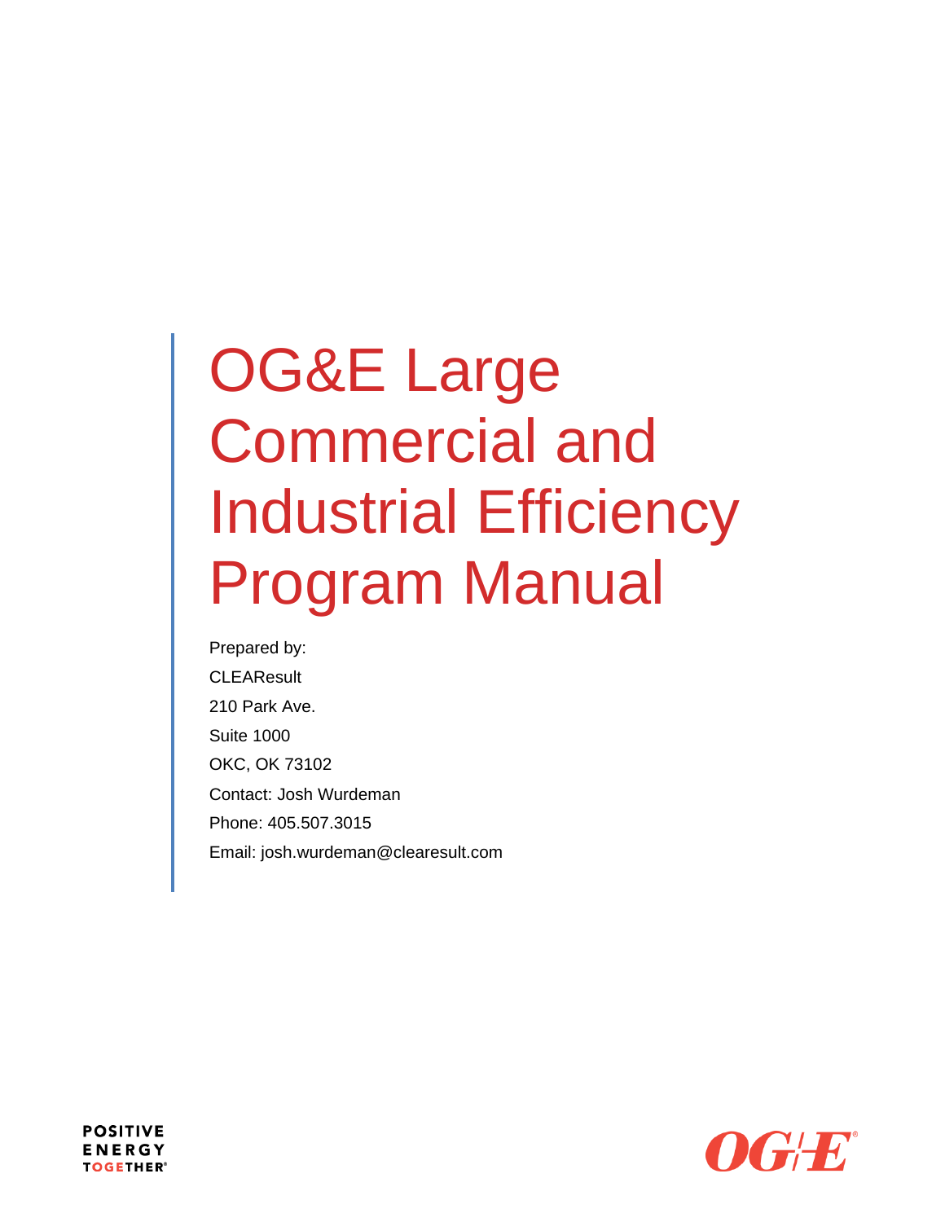# OG&E Large Commercial and Industrial Efficiency Program Manual

Prepared by:

CLEAResult

210 Park Ave.

Suite 1000

OKC, OK 73102

Contact: Josh Wurdeman

Phone: 405.507.3015

Email: josh.wurdeman@clearesult.com

POSITIVE ENERGY TOGETHER®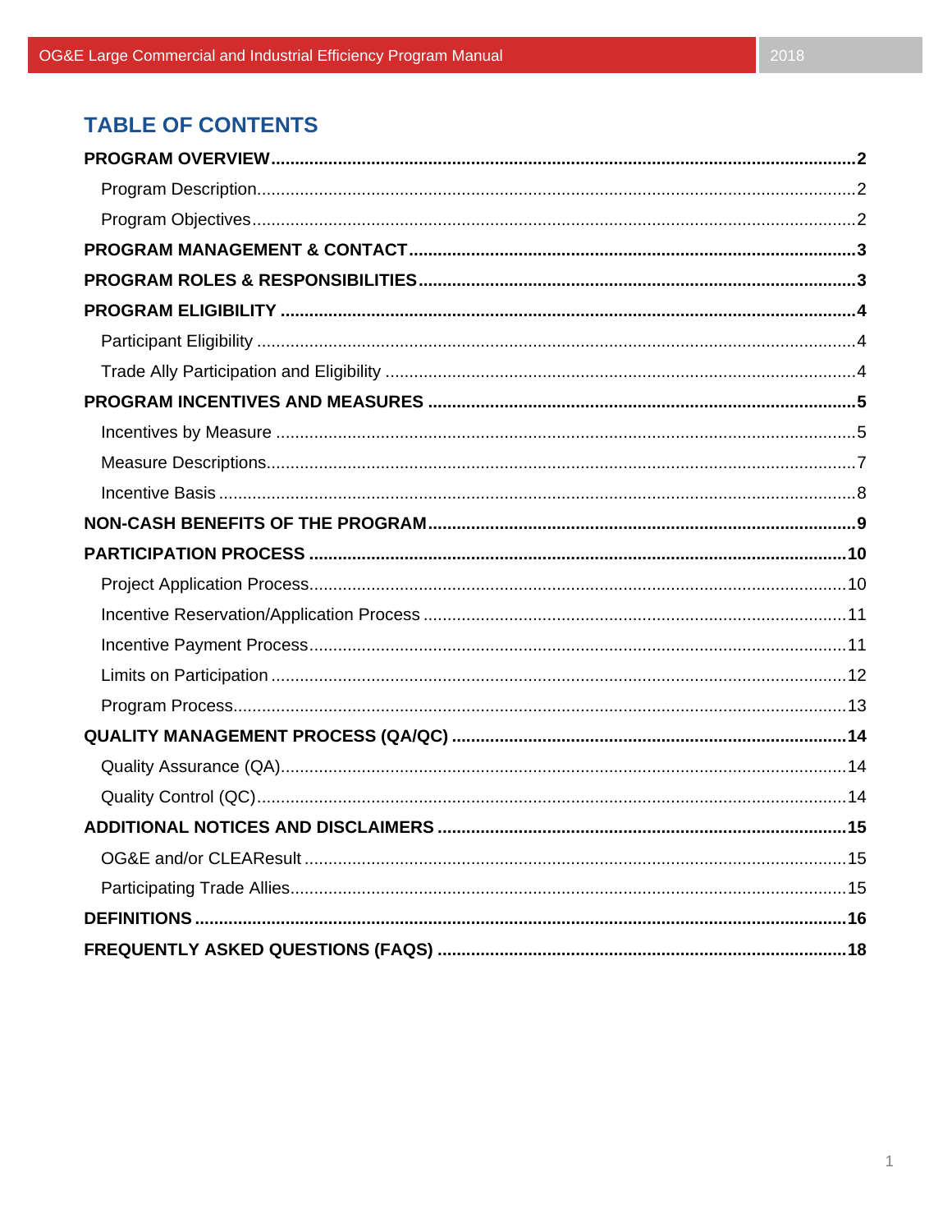# TABLE OF CONTENTS

**PROGRAM OVERVIEW**......................................................**2**

- Program Description......................................................2
- Program Objectives......................................................2

**PROGRAM MANAGEMENT & CONTACT**......................................................**3**

**PROGRAM ROLES & RESPONSIBILITIES**......................................................**3**

**PROGRAM ELIGIBILITY**......................................................**4**

- Participant Eligibility......................................................4
- Trade Ally Participation and Eligibility......................................................4

**PROGRAM INCENTIVES AND MEASURES**......................................................**5**

- Incentives by Measure......................................................5
- Measure Descriptions......................................................7
- Incentive Basis......................................................8

**NON-CASH BENEFITS OF THE PROGRAM**......................................................**9**

**PARTICIPATION PROCESS**......................................................**10**

- Project Application Process......................................................10
- Incentive Reservation/Application Process......................................................11
- Incentive Payment Process......................................................11
- Limits on Participation......................................................12
- Program Process......................................................13

**QUALITY MANAGEMENT PROCESS (QA/QC)**......................................................**14**

- Quality Assurance (QA)......................................................14
- Quality Control (QC)......................................................14

**ADDITIONAL NOTICES AND DISCLAIMERS**......................................................**15**

- OG&E and/or CLEAResult......................................................15
- Participating Trade Allies......................................................15

**DEFINITIONS**......................................................**16**

**FREQUENTLY ASKED QUESTIONS (FAQS)**......................................................**18**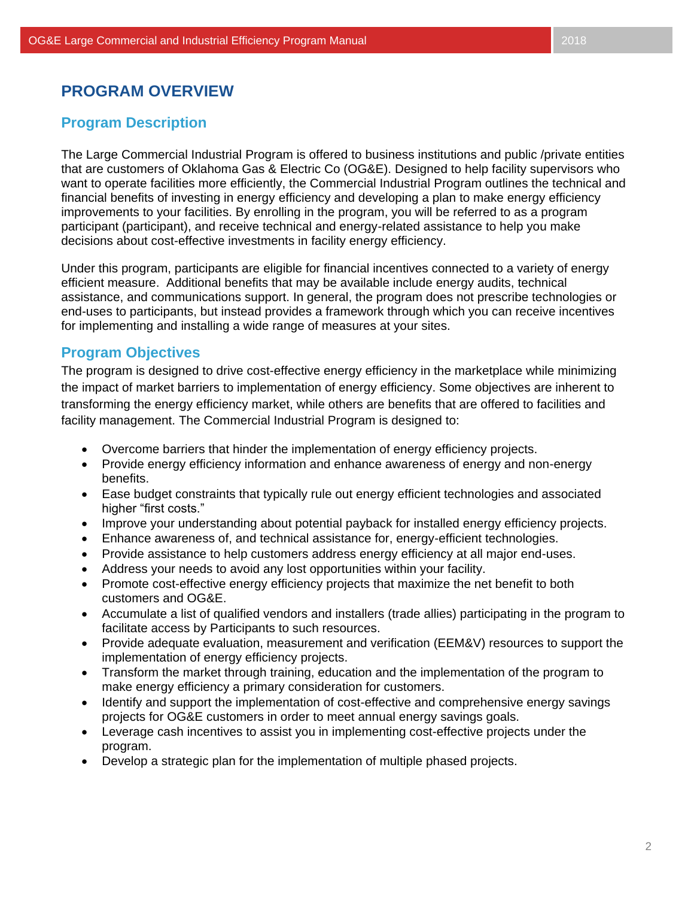# PROGRAM OVERVIEW

## Program Description

The Large Commercial Industrial Program is offered to business institutions and public /private entities that are customers of Oklahoma Gas & Electric Co (OG&E). Designed to help facility supervisors who want to operate facilities more efficiently, the Commercial Industrial Program outlines the technical and financial benefits of investing in energy efficiency and developing a plan to make energy efficiency improvements to your facilities. By enrolling in the program, you will be referred to as a program participant (participant), and receive technical and energy-related assistance to help you make decisions about cost-effective investments in facility energy efficiency.

Under this program, participants are eligible for financial incentives connected to a variety of energy efficient measure. Additional benefits that may be available include energy audits, technical assistance, and communications support. In general, the program does not prescribe technologies or end-uses to participants, but instead provides a framework through which you can receive incentives for implementing and installing a wide range of measures at your sites.

## Program Objectives

The program is designed to drive cost-effective energy efficiency in the marketplace while minimizing the impact of market barriers to implementation of energy efficiency. Some objectives are inherent to transforming the energy efficiency market, while others are benefits that are offered to facilities and facility management. The Commercial Industrial Program is designed to:

- Overcome barriers that hinder the implementation of energy efficiency projects.
- Provide energy efficiency information and enhance awareness of energy and non-energy benefits.
- Ease budget constraints that typically rule out energy efficient technologies and associated higher "first costs."
- Improve your understanding about potential payback for installed energy efficiency projects.
- Enhance awareness of, and technical assistance for, energy-efficient technologies.
- Provide assistance to help customers address energy efficiency at all major end-uses.
- Address your needs to avoid any lost opportunities within your facility.
- Promote cost-effective energy efficiency projects that maximize the net benefit to both customers and OG&E.
- Accumulate a list of qualified vendors and installers (trade allies) participating in the program to facilitate access by Participants to such resources.
- Provide adequate evaluation, measurement and verification (EEM&V) resources to support the implementation of energy efficiency projects.
- Transform the market through training, education and the implementation of the program to make energy efficiency a primary consideration for customers.
- Identify and support the implementation of cost-effective and comprehensive energy savings projects for OG&E customers in order to meet annual energy savings goals.
- Leverage cash incentives to assist you in implementing cost-effective projects under the program.
- Develop a strategic plan for the implementation of multiple phased projects.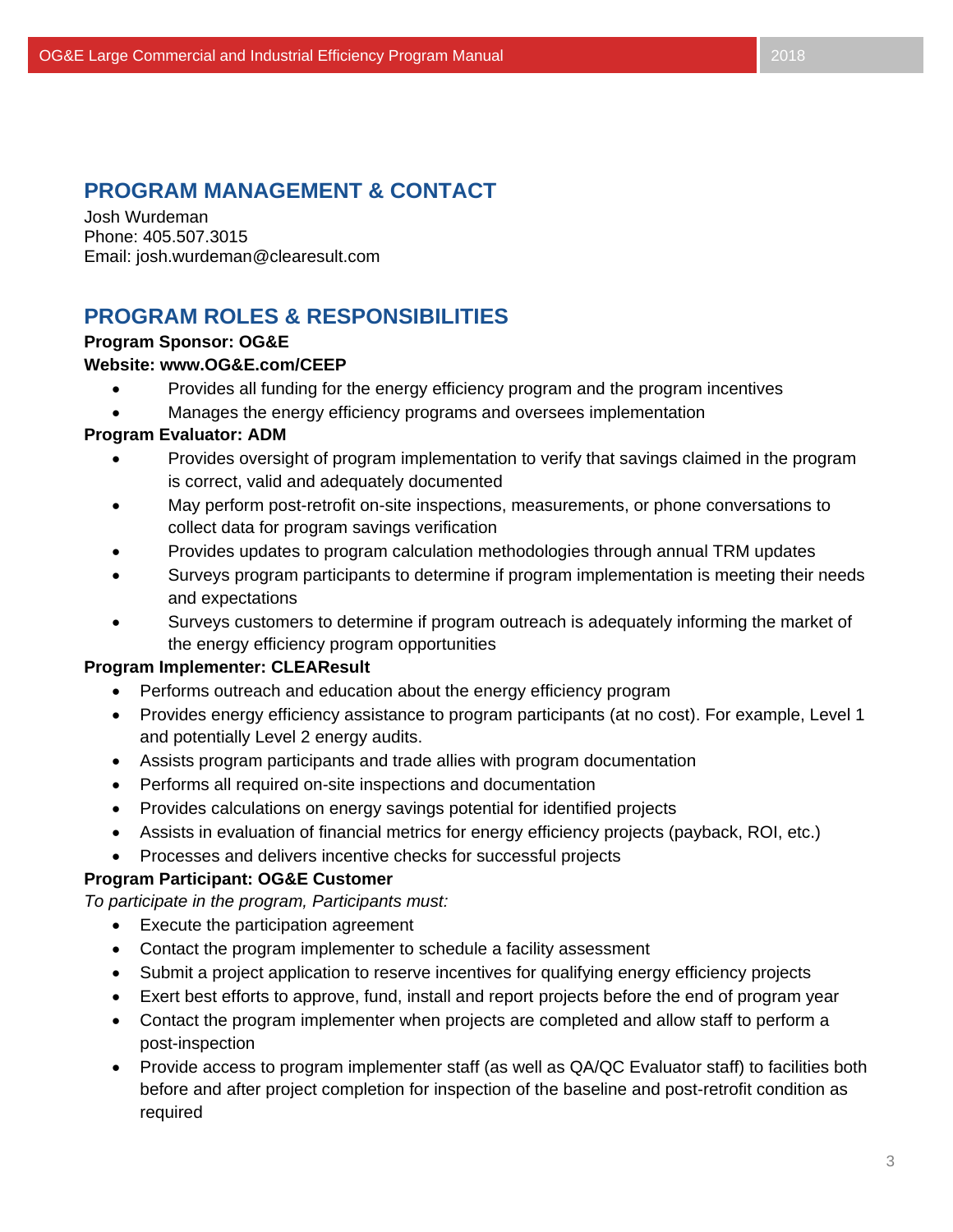## PROGRAM MANAGEMENT & CONTACT

Josh Wurdeman
Phone: 405.507.3015
Email: josh.wurdeman@clearesult.com

## PROGRAM ROLES & RESPONSIBILITIES

**Program Sponsor: OG&E**

**Website: www.OG&E.com/CEEP**

- Provides all funding for the energy efficiency program and the program incentives
- Manages the energy efficiency programs and oversees implementation

**Program Evaluator: ADM**

- Provides oversight of program implementation to verify that savings claimed in the program is correct, valid and adequately documented
- May perform post-retrofit on-site inspections, measurements, or phone conversations to collect data for program savings verification
- Provides updates to program calculation methodologies through annual TRM updates
- Surveys program participants to determine if program implementation is meeting their needs and expectations
- Surveys customers to determine if program outreach is adequately informing the market of the energy efficiency program opportunities

**Program Implementer: CLEAResult**

- Performs outreach and education about the energy efficiency program
- Provides energy efficiency assistance to program participants (at no cost). For example, Level 1 and potentially Level 2 energy audits.
- Assists program participants and trade allies with program documentation
- Performs all required on-site inspections and documentation
- Provides calculations on energy savings potential for identified projects
- Assists in evaluation of financial metrics for energy efficiency projects (payback, ROI, etc.)
- Processes and delivers incentive checks for successful projects

**Program Participant: OG&E Customer**

*To participate in the program, Participants must:*

- Execute the participation agreement
- Contact the program implementer to schedule a facility assessment
- Submit a project application to reserve incentives for qualifying energy efficiency projects
- Exert best efforts to approve, fund, install and report projects before the end of program year
- Contact the program implementer when projects are completed and allow staff to perform a post-inspection
- Provide access to program implementer staff (as well as QA/QC Evaluator staff) to facilities both before and after project completion for inspection of the baseline and post-retrofit condition as required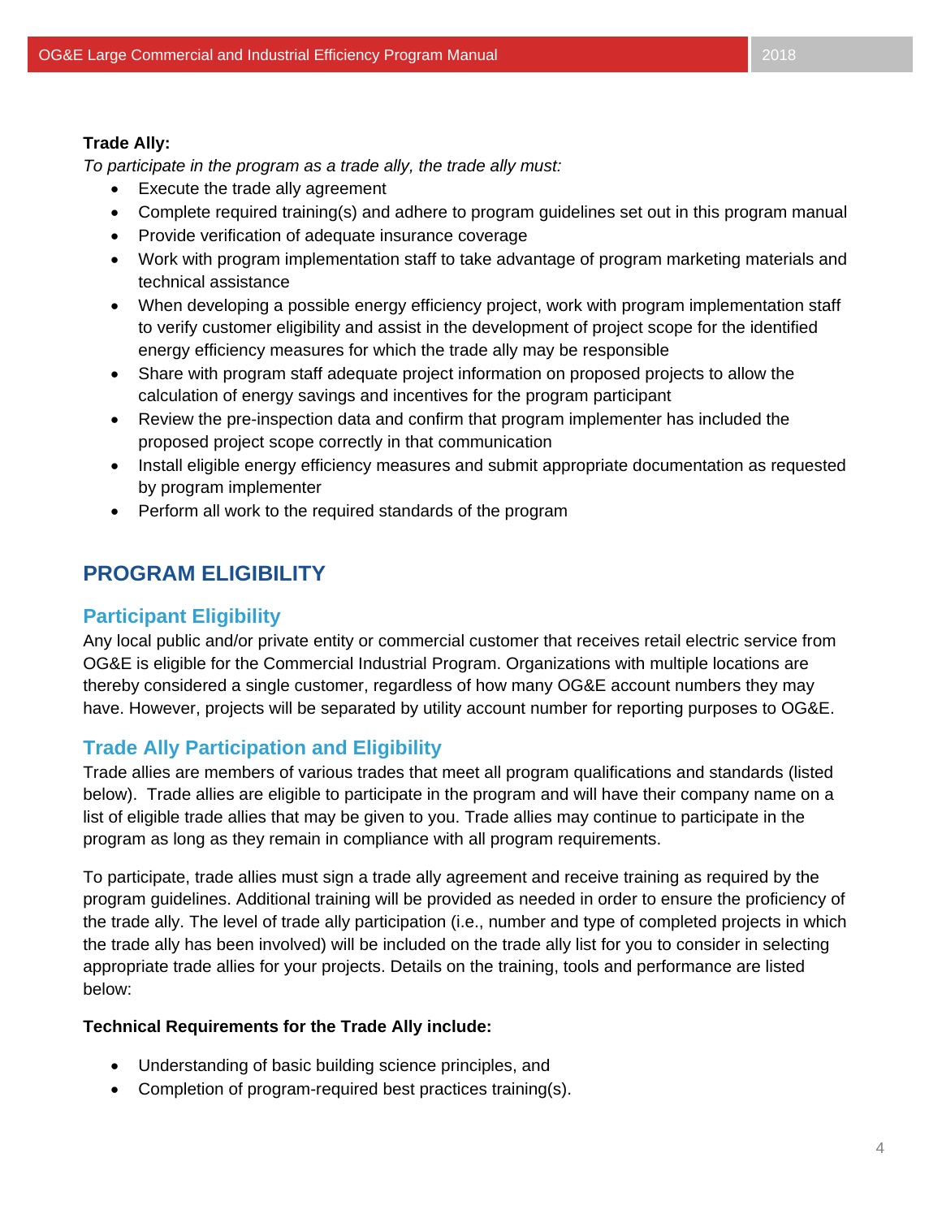**Trade Ally:**

*To participate in the program as a trade ally, the trade ally must:*

- Execute the trade ally agreement
- Complete required training(s) and adhere to program guidelines set out in this program manual
- Provide verification of adequate insurance coverage
- Work with program implementation staff to take advantage of program marketing materials and technical assistance
- When developing a possible energy efficiency project, work with program implementation staff to verify customer eligibility and assist in the development of project scope for the identified energy efficiency measures for which the trade ally may be responsible
- Share with program staff adequate project information on proposed projects to allow the calculation of energy savings and incentives for the program participant
- Review the pre-inspection data and confirm that program implementer has included the proposed project scope correctly in that communication
- Install eligible energy efficiency measures and submit appropriate documentation as requested by program implementer
- Perform all work to the required standards of the program

## PROGRAM ELIGIBILITY

### Participant Eligibility

Any local public and/or private entity or commercial customer that receives retail electric service from OG&E is eligible for the Commercial Industrial Program. Organizations with multiple locations are thereby considered a single customer, regardless of how many OG&E account numbers they may have. However, projects will be separated by utility account number for reporting purposes to OG&E.

### Trade Ally Participation and Eligibility

Trade allies are members of various trades that meet all program qualifications and standards (listed below). Trade allies are eligible to participate in the program and will have their company name on a list of eligible trade allies that may be given to you. Trade allies may continue to participate in the program as long as they remain in compliance with all program requirements.

To participate, trade allies must sign a trade ally agreement and receive training as required by the program guidelines. Additional training will be provided as needed in order to ensure the proficiency of the trade ally. The level of trade ally participation (i.e., number and type of completed projects in which the trade ally has been involved) will be included on the trade ally list for you to consider in selecting appropriate trade allies for your projects. Details on the training, tools and performance are listed below:

**Technical Requirements for the Trade Ally include:**

- Understanding of basic building science principles, and
- Completion of program-required best practices training(s).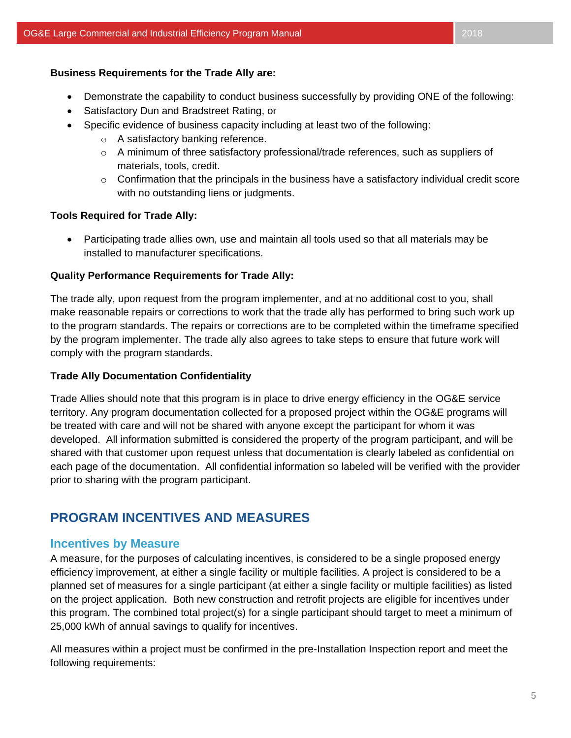**Business Requirements for the Trade Ally are:**

- Demonstrate the capability to conduct business successfully by providing ONE of the following:
- Satisfactory Dun and Bradstreet Rating, or
- Specific evidence of business capacity including at least two of the following:
  - A satisfactory banking reference.
  - A minimum of three satisfactory professional/trade references, such as suppliers of materials, tools, credit.
  - Confirmation that the principals in the business have a satisfactory individual credit score with no outstanding liens or judgments.

**Tools Required for Trade Ally:**

- Participating trade allies own, use and maintain all tools used so that all materials may be installed to manufacturer specifications.

**Quality Performance Requirements for Trade Ally:**

The trade ally, upon request from the program implementer, and at no additional cost to you, shall make reasonable repairs or corrections to work that the trade ally has performed to bring such work up to the program standards. The repairs or corrections are to be completed within the timeframe specified by the program implementer. The trade ally also agrees to take steps to ensure that future work will comply with the program standards.

**Trade Ally Documentation Confidentiality**

Trade Allies should note that this program is in place to drive energy efficiency in the OG&E service territory. Any program documentation collected for a proposed project within the OG&E programs will be treated with care and will not be shared with anyone except the participant for whom it was developed. All information submitted is considered the property of the program participant, and will be shared with that customer upon request unless that documentation is clearly labeled as confidential on each page of the documentation. All confidential information so labeled will be verified with the provider prior to sharing with the program participant.

## PROGRAM INCENTIVES AND MEASURES

### Incentives by Measure

A measure, for the purposes of calculating incentives, is considered to be a single proposed energy efficiency improvement, at either a single facility or multiple facilities. A project is considered to be a planned set of measures for a single participant (at either a single facility or multiple facilities) as listed on the project application. Both new construction and retrofit projects are eligible for incentives under this program. The combined total project(s) for a single participant should target to meet a minimum of 25,000 kWh of annual savings to qualify for incentives.

All measures within a project must be confirmed in the pre-Installation Inspection report and meet the following requirements: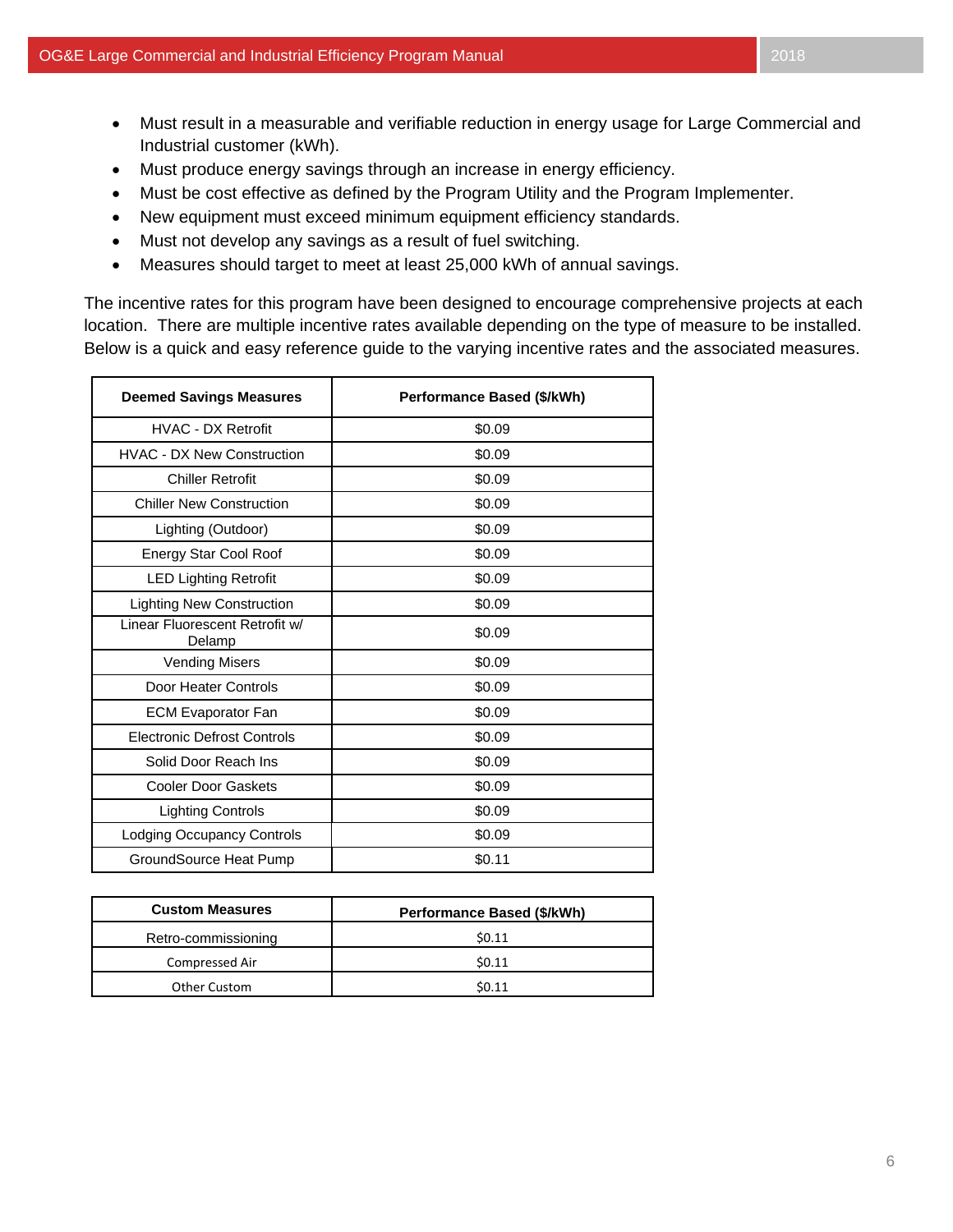- Must result in a measurable and verifiable reduction in energy usage for Large Commercial and Industrial customer (kWh).
- Must produce energy savings through an increase in energy efficiency.
- Must be cost effective as defined by the Program Utility and the Program Implementer.
- New equipment must exceed minimum equipment efficiency standards.
- Must not develop any savings as a result of fuel switching.
- Measures should target to meet at least 25,000 kWh of annual savings.

The incentive rates for this program have been designed to encourage comprehensive projects at each location. There are multiple incentive rates available depending on the type of measure to be installed. Below is a quick and easy reference guide to the varying incentive rates and the associated measures.

| Deemed Savings Measures | Performance Based ($/kWh) |
|---|---|
| HVAC - DX Retrofit | $0.09 |
| HVAC - DX New Construction | $0.09 |
| Chiller Retrofit | $0.09 |
| Chiller New Construction | $0.09 |
| Lighting (Outdoor) | $0.09 |
| Energy Star Cool Roof | $0.09 |
| LED Lighting Retrofit | $0.09 |
| Lighting New Construction | $0.09 |
| Linear Fluorescent Retrofit w/ Delamp | $0.09 |
| Vending Misers | $0.09 |
| Door Heater Controls | $0.09 |
| ECM Evaporator Fan | $0.09 |
| Electronic Defrost Controls | $0.09 |
| Solid Door Reach Ins | $0.09 |
| Cooler Door Gaskets | $0.09 |
| Lighting Controls | $0.09 |
| Lodging Occupancy Controls | $0.09 |
| GroundSource Heat Pump | $0.11 |

| Custom Measures | Performance Based ($/kWh) |
|---|---|
| Retro-commissioning | $0.11 |
| Compressed Air | $0.11 |
| Other Custom | $0.11 |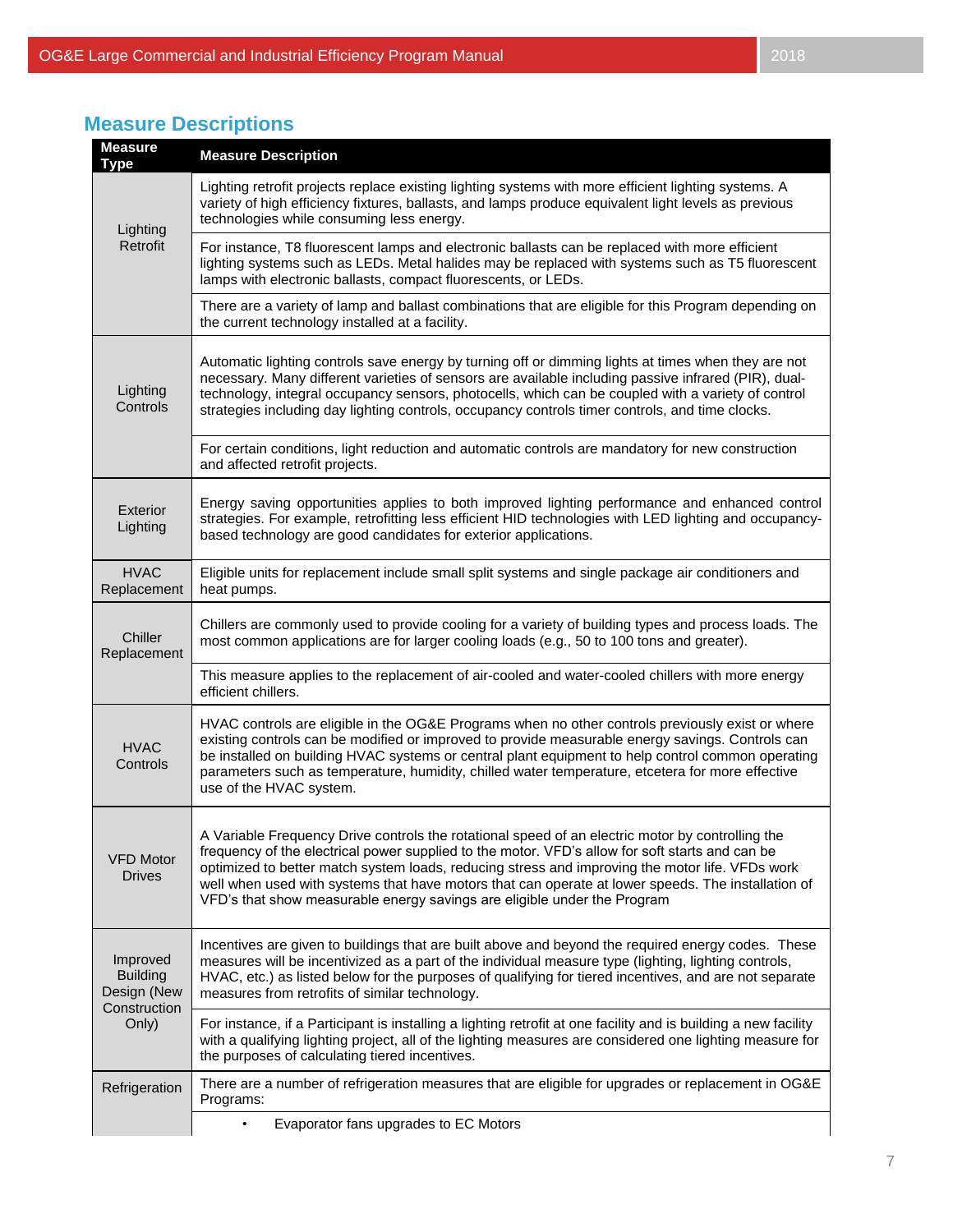## Measure Descriptions

| Measure Type | Measure Description |
|---|---|
| Lighting Retrofit | Lighting retrofit projects replace existing lighting systems with more efficient lighting systems. A variety of high efficiency fixtures, ballasts, and lamps produce equivalent light levels as previous technologies while consuming less energy. |
| | For instance, T8 fluorescent lamps and electronic ballasts can be replaced with more efficient lighting systems such as LEDs. Metal halides may be replaced with systems such as T5 fluorescent lamps with electronic ballasts, compact fluorescents, or LEDs. |
| | There are a variety of lamp and ballast combinations that are eligible for this Program depending on the current technology installed at a facility. |
| Lighting Controls | Automatic lighting controls save energy by turning off or dimming lights at times when they are not necessary. Many different varieties of sensors are available including passive infrared (PIR), dual-technology, integral occupancy sensors, photocells, which can be coupled with a variety of control strategies including day lighting controls, occupancy controls timer controls, and time clocks. |
| | For certain conditions, light reduction and automatic controls are mandatory for new construction and affected retrofit projects. |
| Exterior Lighting | Energy saving opportunities applies to both improved lighting performance and enhanced control strategies. For example, retrofitting less efficient HID technologies with LED lighting and occupancy-based technology are good candidates for exterior applications. |
| HVAC Replacement | Eligible units for replacement include small split systems and single package air conditioners and heat pumps. |
| Chiller Replacement | Chillers are commonly used to provide cooling for a variety of building types and process loads. The most common applications are for larger cooling loads (e.g., 50 to 100 tons and greater). |
| | This measure applies to the replacement of air-cooled and water-cooled chillers with more energy efficient chillers. |
| HVAC Controls | HVAC controls are eligible in the OG&E Programs when no other controls previously exist or where existing controls can be modified or improved to provide measurable energy savings. Controls can be installed on building HVAC systems or central plant equipment to help control common operating parameters such as temperature, humidity, chilled water temperature, etcetera for more effective use of the HVAC system. |
| VFD Motor Drives | A Variable Frequency Drive controls the rotational speed of an electric motor by controlling the frequency of the electrical power supplied to the motor. VFD's allow for soft starts and can be optimized to better match system loads, reducing stress and improving the motor life. VFDs work well when used with systems that have motors that can operate at lower speeds. The installation of VFD's that show measurable energy savings are eligible under the Program |
| Improved Building Design (New Construction Only) | Incentives are given to buildings that are built above and beyond the required energy codes. These measures will be incentivized as a part of the individual measure type (lighting, lighting controls, HVAC, etc.) as listed below for the purposes of qualifying for tiered incentives, and are not separate measures from retrofits of similar technology. |
| | For instance, if a Participant is installing a lighting retrofit at one facility and is building a new facility with a qualifying lighting project, all of the lighting measures are considered one lighting measure for the purposes of calculating tiered incentives. |
| Refrigeration | There are a number of refrigeration measures that are eligible for upgrades or replacement in OG&E Programs: |
| | • Evaporator fans upgrades to EC Motors |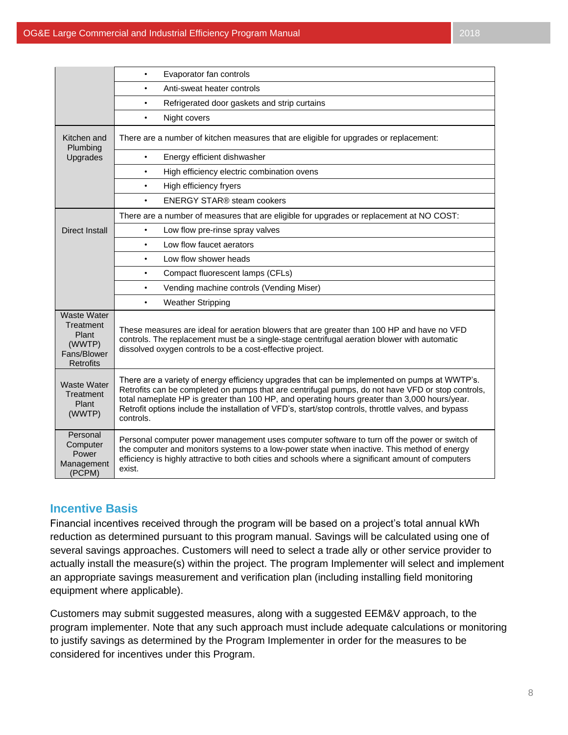| | |
|---|---|
| | • Evaporator fan controls |
| | • Anti-sweat heater controls |
| | • Refrigerated door gaskets and strip curtains |
| | • Night covers |
| Kitchen and Plumbing Upgrades | There are a number of kitchen measures that are eligible for upgrades or replacement: |
| | • Energy efficient dishwasher |
| | • High efficiency electric combination ovens |
| | • High efficiency fryers |
| | • ENERGY STAR® steam cookers |
| Direct Install | There are a number of measures that are eligible for upgrades or replacement at NO COST: |
| | • Low flow pre-rinse spray valves |
| | • Low flow faucet aerators |
| | • Low flow shower heads |
| | • Compact fluorescent lamps (CFLs) |
| | • Vending machine controls (Vending Miser) |
| | • Weather Stripping |
| Waste Water Treatment Plant (WWTP) Fans/Blower Retrofits | These measures are ideal for aeration blowers that are greater than 100 HP and have no VFD controls. The replacement must be a single-stage centrifugal aeration blower with automatic dissolved oxygen controls to be a cost-effective project. |
| Waste Water Treatment Plant (WWTP) | There are a variety of energy efficiency upgrades that can be implemented on pumps at WWTP's. Retrofits can be completed on pumps that are centrifugal pumps, do not have VFD or stop controls, total nameplate HP is greater than 100 HP, and operating hours greater than 3,000 hours/year. Retrofit options include the installation of VFD's, start/stop controls, throttle valves, and bypass controls. |
| Personal Computer Power Management (PCPM) | Personal computer power management uses computer software to turn off the power or switch of the computer and monitors systems to a low-power state when inactive. This method of energy efficiency is highly attractive to both cities and schools where a significant amount of computers exist. |

## Incentive Basis

Financial incentives received through the program will be based on a project's total annual kWh reduction as determined pursuant to this program manual. Savings will be calculated using one of several savings approaches. Customers will need to select a trade ally or other service provider to actually install the measure(s) within the project. The program Implementer will select and implement an appropriate savings measurement and verification plan (including installing field monitoring equipment where applicable).

Customers may submit suggested measures, along with a suggested EEM&V approach, to the program implementer. Note that any such approach must include adequate calculations or monitoring to justify savings as determined by the Program Implementer in order for the measures to be considered for incentives under this Program.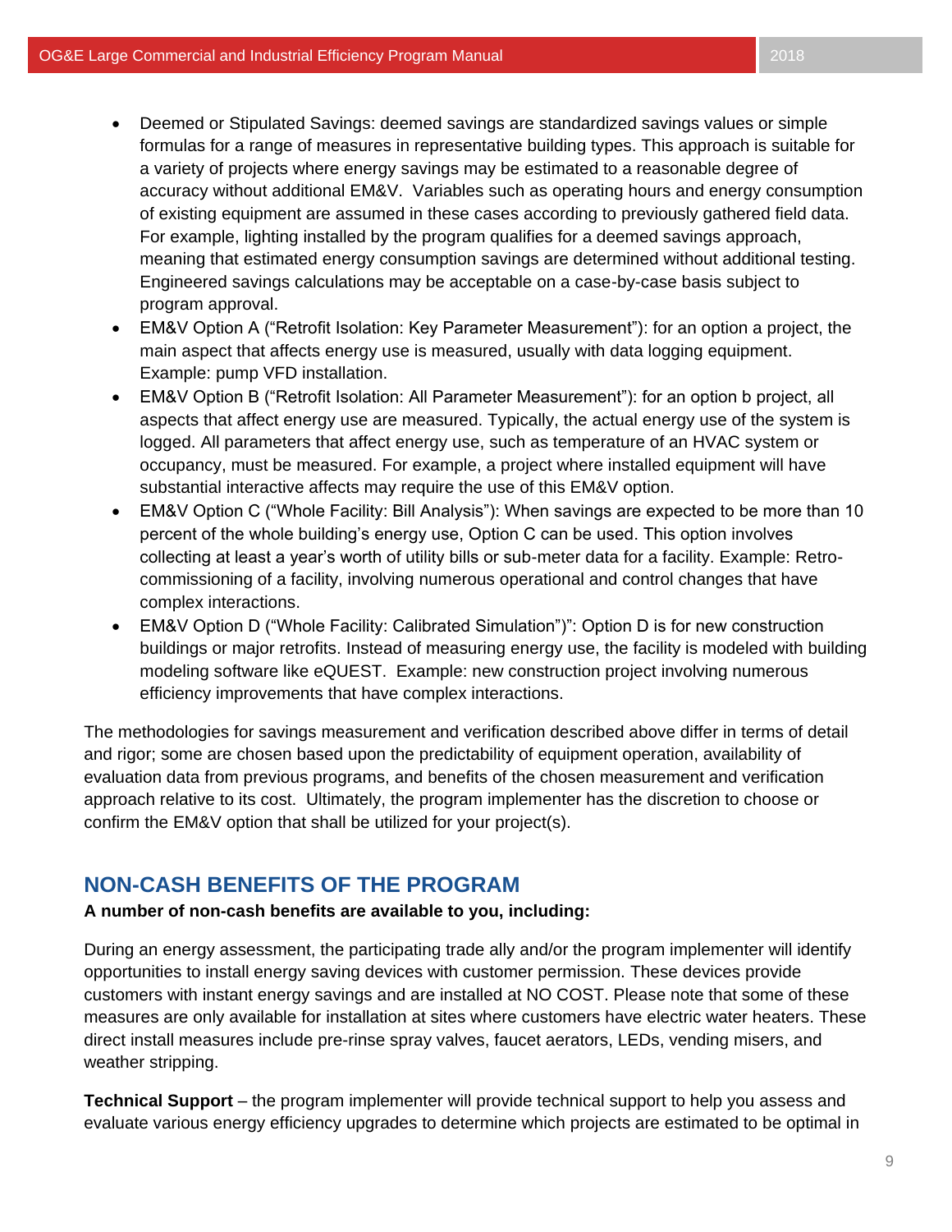- Deemed or Stipulated Savings: deemed savings are standardized savings values or simple formulas for a range of measures in representative building types. This approach is suitable for a variety of projects where energy savings may be estimated to a reasonable degree of accuracy without additional EM&V. Variables such as operating hours and energy consumption of existing equipment are assumed in these cases according to previously gathered field data. For example, lighting installed by the program qualifies for a deemed savings approach, meaning that estimated energy consumption savings are determined without additional testing. Engineered savings calculations may be acceptable on a case-by-case basis subject to program approval.
- EM&V Option A ("Retrofit Isolation: Key Parameter Measurement"): for an option a project, the main aspect that affects energy use is measured, usually with data logging equipment. Example: pump VFD installation.
- EM&V Option B ("Retrofit Isolation: All Parameter Measurement"): for an option b project, all aspects that affect energy use are measured. Typically, the actual energy use of the system is logged. All parameters that affect energy use, such as temperature of an HVAC system or occupancy, must be measured. For example, a project where installed equipment will have substantial interactive affects may require the use of this EM&V option.
- EM&V Option C ("Whole Facility: Bill Analysis"): When savings are expected to be more than 10 percent of the whole building's energy use, Option C can be used. This option involves collecting at least a year's worth of utility bills or sub-meter data for a facility. Example: Retro-commissioning of a facility, involving numerous operational and control changes that have complex interactions.
- EM&V Option D ("Whole Facility: Calibrated Simulation")": Option D is for new construction buildings or major retrofits. Instead of measuring energy use, the facility is modeled with building modeling software like eQUEST. Example: new construction project involving numerous efficiency improvements that have complex interactions.

The methodologies for savings measurement and verification described above differ in terms of detail and rigor; some are chosen based upon the predictability of equipment operation, availability of evaluation data from previous programs, and benefits of the chosen measurement and verification approach relative to its cost. Ultimately, the program implementer has the discretion to choose or confirm the EM&V option that shall be utilized for your project(s).

## NON-CASH BENEFITS OF THE PROGRAM

**A number of non-cash benefits are available to you, including:**

During an energy assessment, the participating trade ally and/or the program implementer will identify opportunities to install energy saving devices with customer permission. These devices provide customers with instant energy savings and are installed at NO COST. Please note that some of these measures are only available for installation at sites where customers have electric water heaters. These direct install measures include pre-rinse spray valves, faucet aerators, LEDs, vending misers, and weather stripping.

**Technical Support** – the program implementer will provide technical support to help you assess and evaluate various energy efficiency upgrades to determine which projects are estimated to be optimal in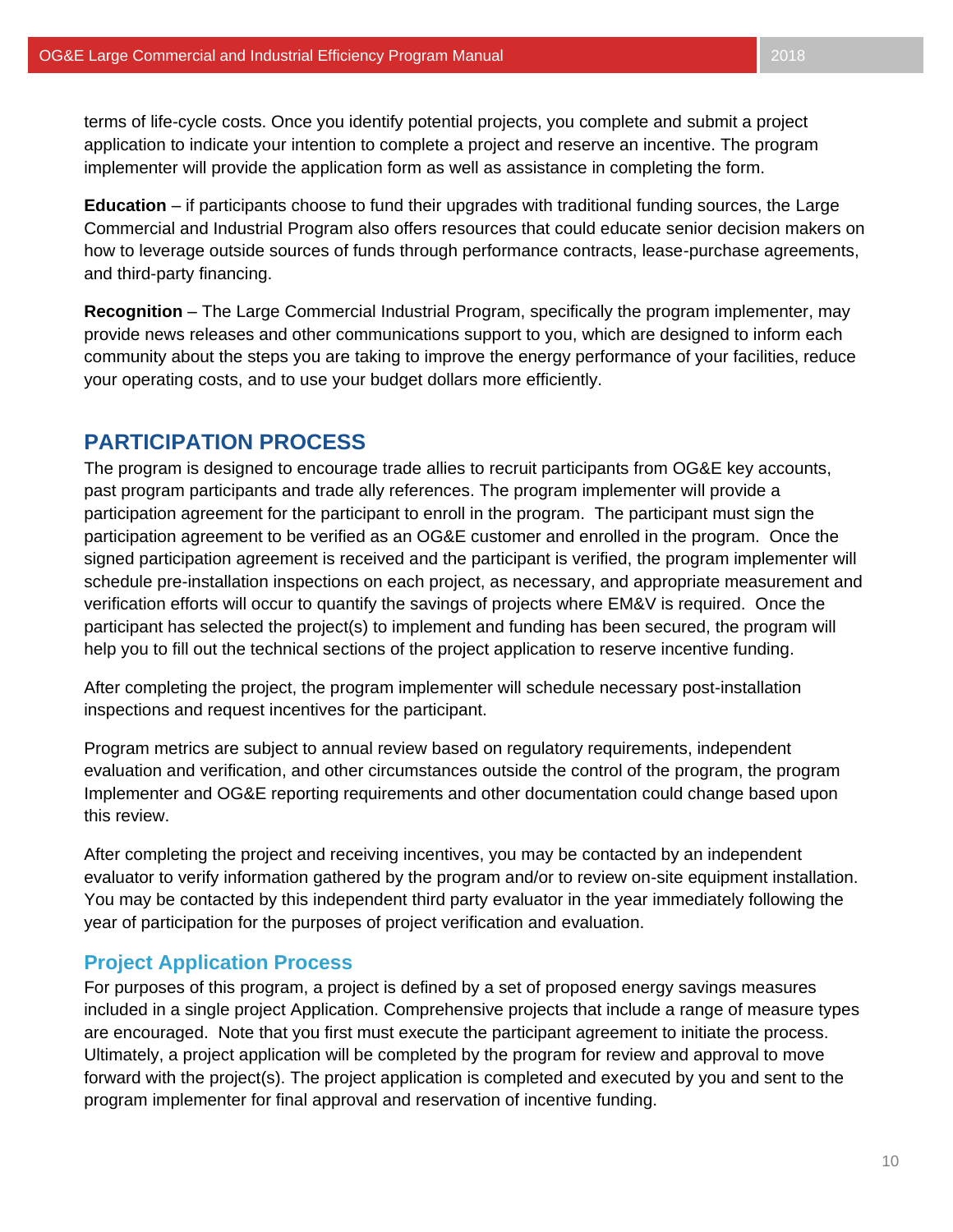terms of life-cycle costs. Once you identify potential projects, you complete and submit a project application to indicate your intention to complete a project and reserve an incentive. The program implementer will provide the application form as well as assistance in completing the form.

**Education** – if participants choose to fund their upgrades with traditional funding sources, the Large Commercial and Industrial Program also offers resources that could educate senior decision makers on how to leverage outside sources of funds through performance contracts, lease-purchase agreements, and third-party financing.

**Recognition** – The Large Commercial Industrial Program, specifically the program implementer, may provide news releases and other communications support to you, which are designed to inform each community about the steps you are taking to improve the energy performance of your facilities, reduce your operating costs, and to use your budget dollars more efficiently.

## PARTICIPATION PROCESS

The program is designed to encourage trade allies to recruit participants from OG&E key accounts, past program participants and trade ally references. The program implementer will provide a participation agreement for the participant to enroll in the program.  The participant must sign the participation agreement to be verified as an OG&E customer and enrolled in the program.  Once the signed participation agreement is received and the participant is verified, the program implementer will schedule pre-installation inspections on each project, as necessary, and appropriate measurement and verification efforts will occur to quantify the savings of projects where EM&V is required.  Once the participant has selected the project(s) to implement and funding has been secured, the program will help you to fill out the technical sections of the project application to reserve incentive funding.

After completing the project, the program implementer will schedule necessary post-installation inspections and request incentives for the participant.

Program metrics are subject to annual review based on regulatory requirements, independent evaluation and verification, and other circumstances outside the control of the program, the program Implementer and OG&E reporting requirements and other documentation could change based upon this review.

After completing the project and receiving incentives, you may be contacted by an independent evaluator to verify information gathered by the program and/or to review on-site equipment installation. You may be contacted by this independent third party evaluator in the year immediately following the year of participation for the purposes of project verification and evaluation.

### Project Application Process

For purposes of this program, a project is defined by a set of proposed energy savings measures included in a single project Application. Comprehensive projects that include a range of measure types are encouraged.  Note that you first must execute the participant agreement to initiate the process. Ultimately, a project application will be completed by the program for review and approval to move forward with the project(s). The project application is completed and executed by you and sent to the program implementer for final approval and reservation of incentive funding.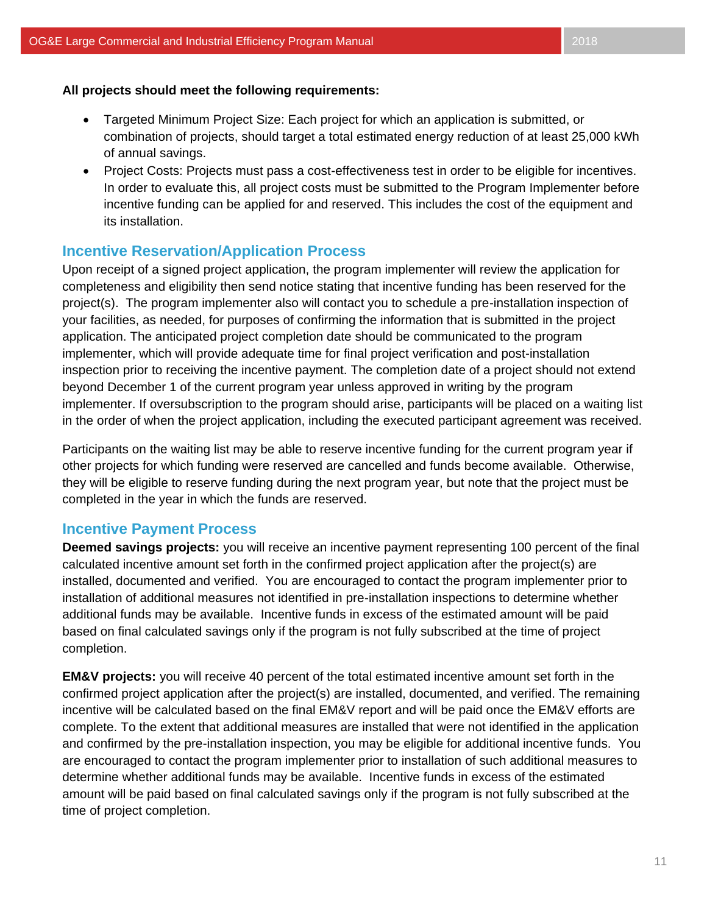**All projects should meet the following requirements:**

- Targeted Minimum Project Size: Each project for which an application is submitted, or combination of projects, should target a total estimated energy reduction of at least 25,000 kWh of annual savings.
- Project Costs: Projects must pass a cost-effectiveness test in order to be eligible for incentives. In order to evaluate this, all project costs must be submitted to the Program Implementer before incentive funding can be applied for and reserved. This includes the cost of the equipment and its installation.

## Incentive Reservation/Application Process

Upon receipt of a signed project application, the program implementer will review the application for completeness and eligibility then send notice stating that incentive funding has been reserved for the project(s). The program implementer also will contact you to schedule a pre-installation inspection of your facilities, as needed, for purposes of confirming the information that is submitted in the project application. The anticipated project completion date should be communicated to the program implementer, which will provide adequate time for final project verification and post-installation inspection prior to receiving the incentive payment. The completion date of a project should not extend beyond December 1 of the current program year unless approved in writing by the program implementer. If oversubscription to the program should arise, participants will be placed on a waiting list in the order of when the project application, including the executed participant agreement was received.

Participants on the waiting list may be able to reserve incentive funding for the current program year if other projects for which funding were reserved are cancelled and funds become available. Otherwise, they will be eligible to reserve funding during the next program year, but note that the project must be completed in the year in which the funds are reserved.

## Incentive Payment Process

**Deemed savings projects:** you will receive an incentive payment representing 100 percent of the final calculated incentive amount set forth in the confirmed project application after the project(s) are installed, documented and verified. You are encouraged to contact the program implementer prior to installation of additional measures not identified in pre-installation inspections to determine whether additional funds may be available. Incentive funds in excess of the estimated amount will be paid based on final calculated savings only if the program is not fully subscribed at the time of project completion.

**EM&V projects:** you will receive 40 percent of the total estimated incentive amount set forth in the confirmed project application after the project(s) are installed, documented, and verified. The remaining incentive will be calculated based on the final EM&V report and will be paid once the EM&V efforts are complete. To the extent that additional measures are installed that were not identified in the application and confirmed by the pre-installation inspection, you may be eligible for additional incentive funds. You are encouraged to contact the program implementer prior to installation of such additional measures to determine whether additional funds may be available. Incentive funds in excess of the estimated amount will be paid based on final calculated savings only if the program is not fully subscribed at the time of project completion.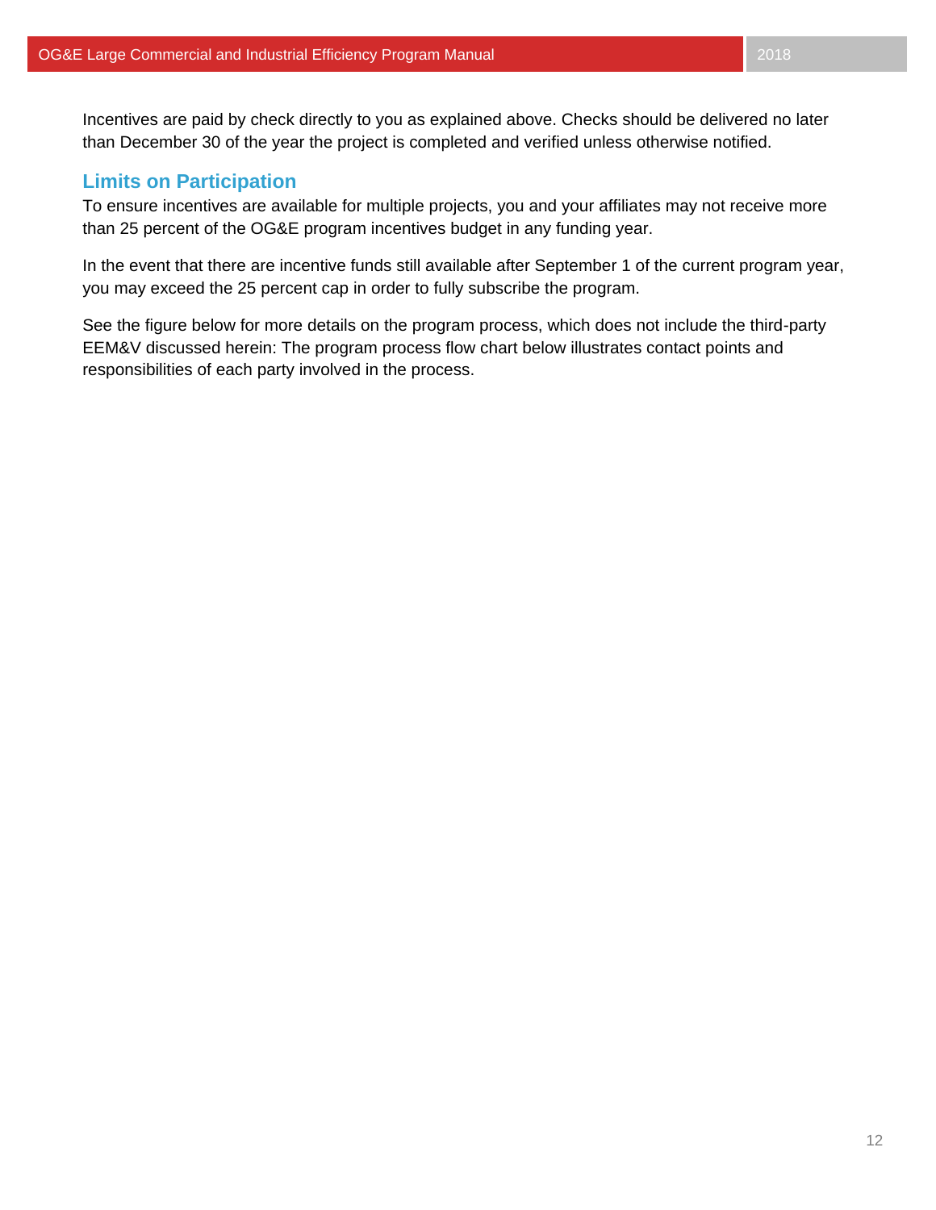Incentives are paid by check directly to you as explained above. Checks should be delivered no later than December 30 of the year the project is completed and verified unless otherwise notified.

## Limits on Participation

To ensure incentives are available for multiple projects, you and your affiliates may not receive more than 25 percent of the OG&E program incentives budget in any funding year.

In the event that there are incentive funds still available after September 1 of the current program year, you may exceed the 25 percent cap in order to fully subscribe the program.

See the figure below for more details on the program process, which does not include the third-party EEM&V discussed herein: The program process flow chart below illustrates contact points and responsibilities of each party involved in the process.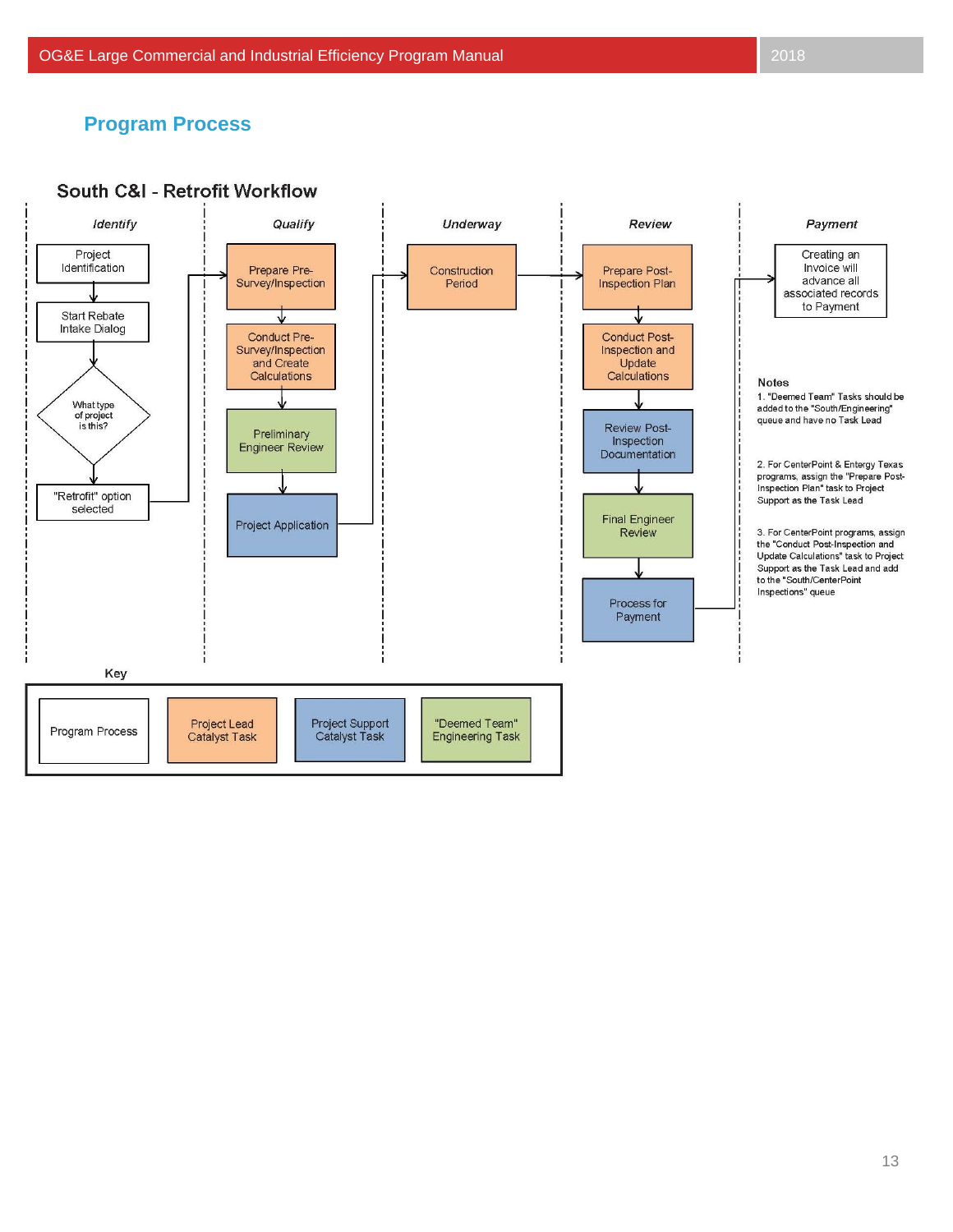## Program Process

### South C&I - Retrofit Workflow

**Identify**

- Project Identification
- Start Rebate Intake Dialog
- What type of project is this?
- "Retrofit" option selected

**Qualify**

- Prepare Pre-Survey/Inspection
- Conduct Pre-Survey/Inspection and Create Calculations
- Preliminary Engineer Review
- Project Application

**Underway**

- Construction Period

**Review**

- Prepare Post-Inspection Plan
- Conduct Post-Inspection and Update Calculations
- Review Post-Inspection Documentation
- Final Engineer Review
- Process for Payment

**Payment**

- Creating an Invoice will advance all associated records to Payment

**Notes**

1. "Deemed Team" Tasks should be added to the "South/Engineering" queue and have no Task Lead

2. For CenterPoint & Entergy Texas programs, assign the "Prepare Post-Inspection Plan" task to Project Support as the Task Lead

3. For CenterPoint programs, assign the "Conduct Post-Inspection and Update Calculations" task to Project Support as the Task Lead and add to the "South/CenterPoint Inspections" queue

**Key**

| Program Process | Project Lead Catalyst Task | Project Support Catalyst Task | "Deemed Team" Engineering Task |
|---|---|---|---|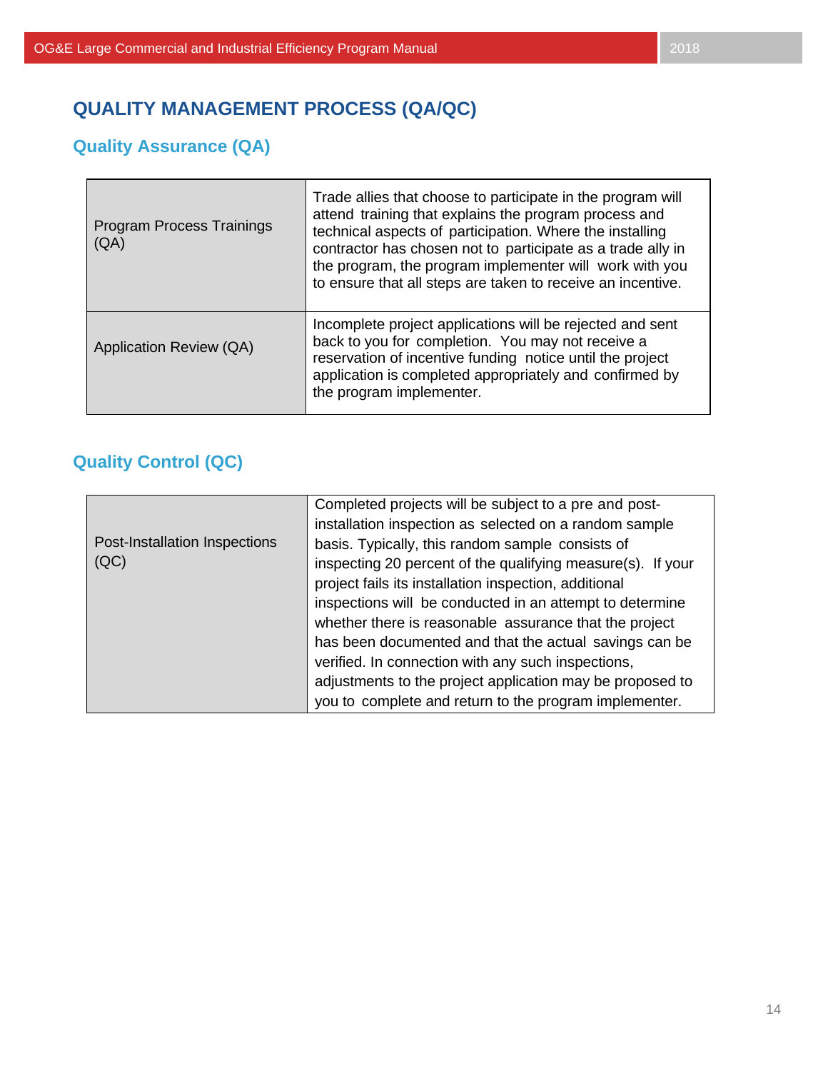# QUALITY MANAGEMENT PROCESS (QA/QC)

## Quality Assurance (QA)

| | |
|---|---|
| Program Process Trainings (QA) | Trade allies that choose to participate in the program will attend training that explains the program process and technical aspects of participation. Where the installing contractor has chosen not to participate as a trade ally in the program, the program implementer will work with you to ensure that all steps are taken to receive an incentive. |
| Application Review (QA) | Incomplete project applications will be rejected and sent back to you for completion. You may not receive a reservation of incentive funding notice until the project application is completed appropriately and confirmed by the program implementer. |

## Quality Control (QC)

| | |
|---|---|
| Post-Installation Inspections (QC) | Completed projects will be subject to a pre and post-installation inspection as selected on a random sample basis. Typically, this random sample consists of inspecting 20 percent of the qualifying measure(s). If your project fails its installation inspection, additional inspections will be conducted in an attempt to determine whether there is reasonable assurance that the project has been documented and that the actual savings can be verified. In connection with any such inspections, adjustments to the project application may be proposed to you to complete and return to the program implementer. |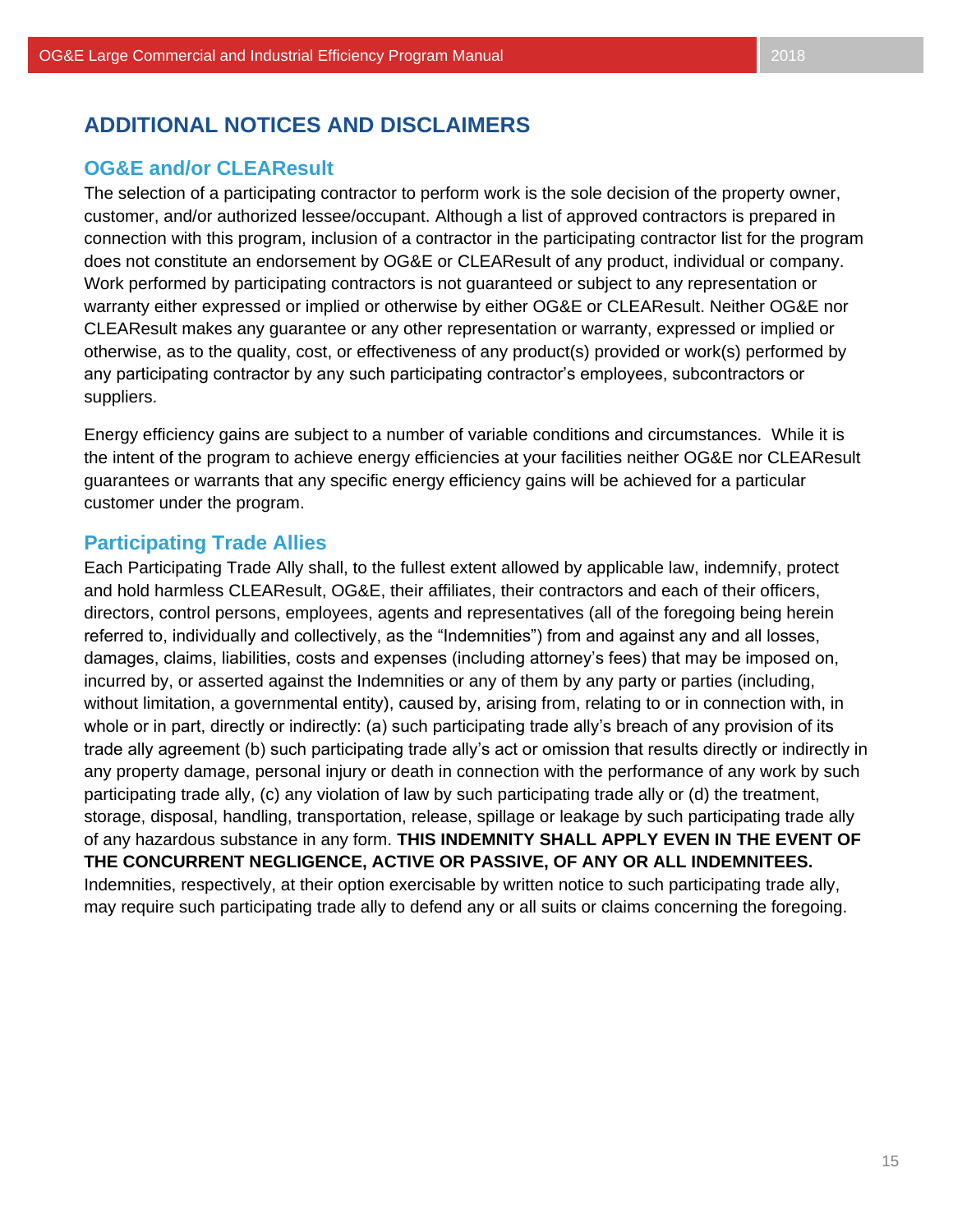## ADDITIONAL NOTICES AND DISCLAIMERS

### OG&E and/or CLEAResult

The selection of a participating contractor to perform work is the sole decision of the property owner, customer, and/or authorized lessee/occupant. Although a list of approved contractors is prepared in connection with this program, inclusion of a contractor in the participating contractor list for the program does not constitute an endorsement by OG&E or CLEAResult of any product, individual or company. Work performed by participating contractors is not guaranteed or subject to any representation or warranty either expressed or implied or otherwise by either OG&E or CLEAResult. Neither OG&E nor CLEAResult makes any guarantee or any other representation or warranty, expressed or implied or otherwise, as to the quality, cost, or effectiveness of any product(s) provided or work(s) performed by any participating contractor by any such participating contractor's employees, subcontractors or suppliers.

Energy efficiency gains are subject to a number of variable conditions and circumstances. While it is the intent of the program to achieve energy efficiencies at your facilities neither OG&E nor CLEAResult guarantees or warrants that any specific energy efficiency gains will be achieved for a particular customer under the program.

### Participating Trade Allies

Each Participating Trade Ally shall, to the fullest extent allowed by applicable law, indemnify, protect and hold harmless CLEAResult, OG&E, their affiliates, their contractors and each of their officers, directors, control persons, employees, agents and representatives (all of the foregoing being herein referred to, individually and collectively, as the "Indemnities") from and against any and all losses, damages, claims, liabilities, costs and expenses (including attorney's fees) that may be imposed on, incurred by, or asserted against the Indemnities or any of them by any party or parties (including, without limitation, a governmental entity), caused by, arising from, relating to or in connection with, in whole or in part, directly or indirectly: (a) such participating trade ally's breach of any provision of its trade ally agreement (b) such participating trade ally's act or omission that results directly or indirectly in any property damage, personal injury or death in connection with the performance of any work by such participating trade ally, (c) any violation of law by such participating trade ally or (d) the treatment, storage, disposal, handling, transportation, release, spillage or leakage by such participating trade ally of any hazardous substance in any form. **THIS INDEMNITY SHALL APPLY EVEN IN THE EVENT OF THE CONCURRENT NEGLIGENCE, ACTIVE OR PASSIVE, OF ANY OR ALL INDEMNITEES.** Indemnities, respectively, at their option exercisable by written notice to such participating trade ally, may require such participating trade ally to defend any or all suits or claims concerning the foregoing.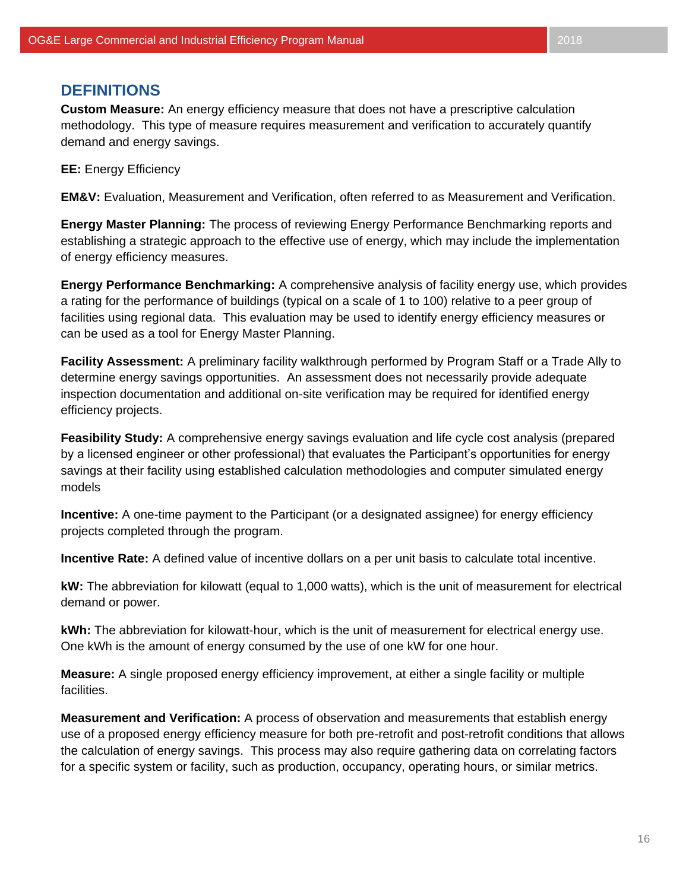## DEFINITIONS

**Custom Measure:** An energy efficiency measure that does not have a prescriptive calculation methodology. This type of measure requires measurement and verification to accurately quantify demand and energy savings.

**EE:** Energy Efficiency

**EM&V:** Evaluation, Measurement and Verification, often referred to as Measurement and Verification.

**Energy Master Planning:** The process of reviewing Energy Performance Benchmarking reports and establishing a strategic approach to the effective use of energy, which may include the implementation of energy efficiency measures.

**Energy Performance Benchmarking:** A comprehensive analysis of facility energy use, which provides a rating for the performance of buildings (typical on a scale of 1 to 100) relative to a peer group of facilities using regional data. This evaluation may be used to identify energy efficiency measures or can be used as a tool for Energy Master Planning.

**Facility Assessment:** A preliminary facility walkthrough performed by Program Staff or a Trade Ally to determine energy savings opportunities. An assessment does not necessarily provide adequate inspection documentation and additional on-site verification may be required for identified energy efficiency projects.

**Feasibility Study:** A comprehensive energy savings evaluation and life cycle cost analysis (prepared by a licensed engineer or other professional) that evaluates the Participant's opportunities for energy savings at their facility using established calculation methodologies and computer simulated energy models

**Incentive:** A one-time payment to the Participant (or a designated assignee) for energy efficiency projects completed through the program.

**Incentive Rate:** A defined value of incentive dollars on a per unit basis to calculate total incentive.

**kW:** The abbreviation for kilowatt (equal to 1,000 watts), which is the unit of measurement for electrical demand or power.

**kWh:** The abbreviation for kilowatt-hour, which is the unit of measurement for electrical energy use. One kWh is the amount of energy consumed by the use of one kW for one hour.

**Measure:** A single proposed energy efficiency improvement, at either a single facility or multiple facilities.

**Measurement and Verification:** A process of observation and measurements that establish energy use of a proposed energy efficiency measure for both pre-retrofit and post-retrofit conditions that allows the calculation of energy savings. This process may also require gathering data on correlating factors for a specific system or facility, such as production, occupancy, operating hours, or similar metrics.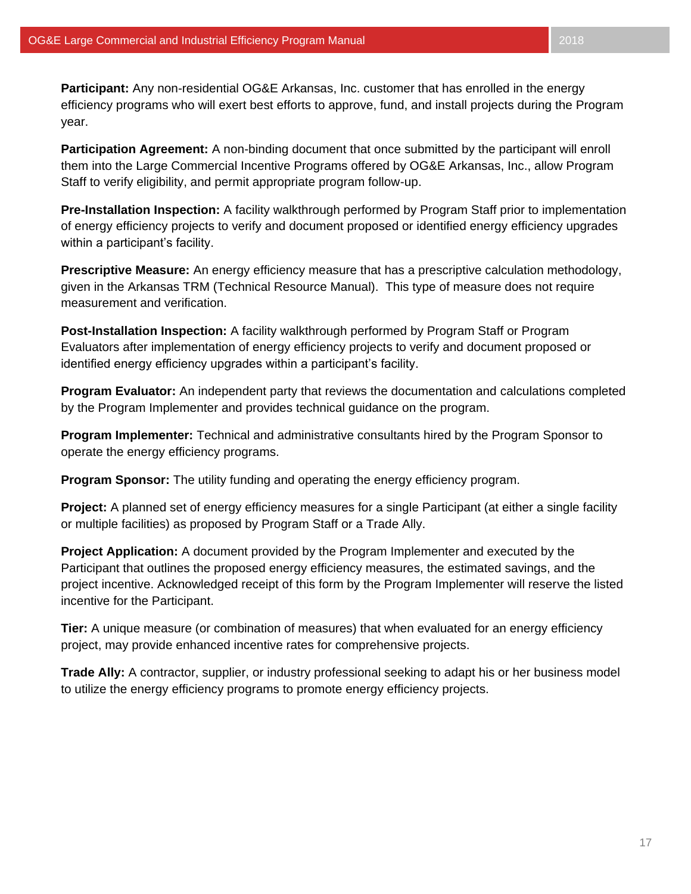**Participant:** Any non-residential OG&E Arkansas, Inc. customer that has enrolled in the energy efficiency programs who will exert best efforts to approve, fund, and install projects during the Program year.

**Participation Agreement:** A non-binding document that once submitted by the participant will enroll them into the Large Commercial Incentive Programs offered by OG&E Arkansas, Inc., allow Program Staff to verify eligibility, and permit appropriate program follow-up.

**Pre-Installation Inspection:** A facility walkthrough performed by Program Staff prior to implementation of energy efficiency projects to verify and document proposed or identified energy efficiency upgrades within a participant's facility.

**Prescriptive Measure:** An energy efficiency measure that has a prescriptive calculation methodology, given in the Arkansas TRM (Technical Resource Manual). This type of measure does not require measurement and verification.

**Post-Installation Inspection:** A facility walkthrough performed by Program Staff or Program Evaluators after implementation of energy efficiency projects to verify and document proposed or identified energy efficiency upgrades within a participant's facility.

**Program Evaluator:** An independent party that reviews the documentation and calculations completed by the Program Implementer and provides technical guidance on the program.

**Program Implementer:** Technical and administrative consultants hired by the Program Sponsor to operate the energy efficiency programs.

**Program Sponsor:** The utility funding and operating the energy efficiency program.

**Project:** A planned set of energy efficiency measures for a single Participant (at either a single facility or multiple facilities) as proposed by Program Staff or a Trade Ally.

**Project Application:** A document provided by the Program Implementer and executed by the Participant that outlines the proposed energy efficiency measures, the estimated savings, and the project incentive. Acknowledged receipt of this form by the Program Implementer will reserve the listed incentive for the Participant.

**Tier:** A unique measure (or combination of measures) that when evaluated for an energy efficiency project, may provide enhanced incentive rates for comprehensive projects.

**Trade Ally:** A contractor, supplier, or industry professional seeking to adapt his or her business model to utilize the energy efficiency programs to promote energy efficiency projects.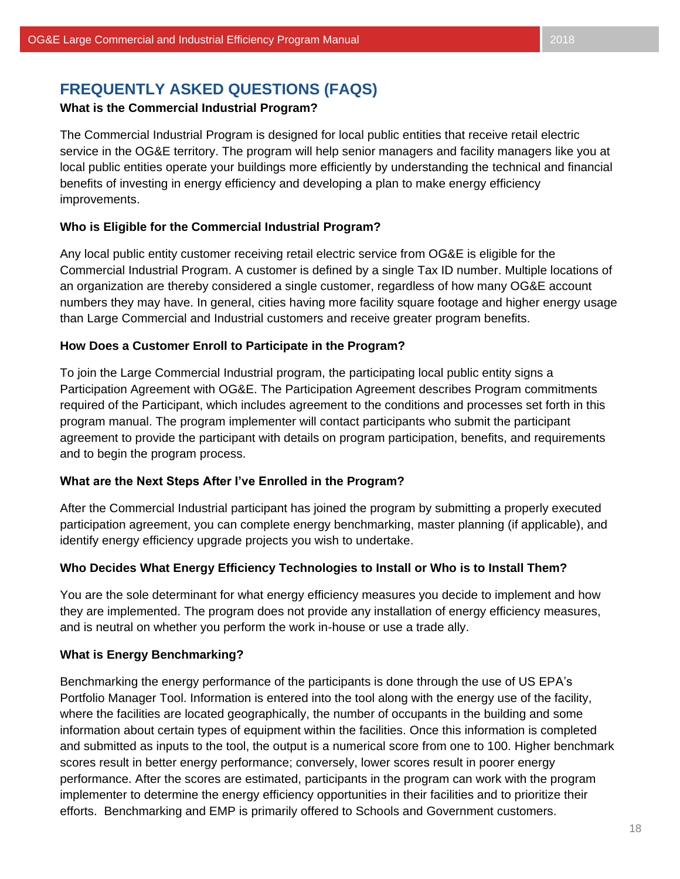## FREQUENTLY ASKED QUESTIONS (FAQS)

**What is the Commercial Industrial Program?**

The Commercial Industrial Program is designed for local public entities that receive retail electric service in the OG&E territory. The program will help senior managers and facility managers like you at local public entities operate your buildings more efficiently by understanding the technical and financial benefits of investing in energy efficiency and developing a plan to make energy efficiency improvements.

**Who is Eligible for the Commercial Industrial Program?**

Any local public entity customer receiving retail electric service from OG&E is eligible for the Commercial Industrial Program. A customer is defined by a single Tax ID number. Multiple locations of an organization are thereby considered a single customer, regardless of how many OG&E account numbers they may have. In general, cities having more facility square footage and higher energy usage than Large Commercial and Industrial customers and receive greater program benefits.

**How Does a Customer Enroll to Participate in the Program?**

To join the Large Commercial Industrial program, the participating local public entity signs a Participation Agreement with OG&E. The Participation Agreement describes Program commitments required of the Participant, which includes agreement to the conditions and processes set forth in this program manual. The program implementer will contact participants who submit the participant agreement to provide the participant with details on program participation, benefits, and requirements and to begin the program process.

**What are the Next Steps After I've Enrolled in the Program?**

After the Commercial Industrial participant has joined the program by submitting a properly executed participation agreement, you can complete energy benchmarking, master planning (if applicable), and identify energy efficiency upgrade projects you wish to undertake.

**Who Decides What Energy Efficiency Technologies to Install or Who is to Install Them?**

You are the sole determinant for what energy efficiency measures you decide to implement and how they are implemented. The program does not provide any installation of energy efficiency measures, and is neutral on whether you perform the work in-house or use a trade ally.

**What is Energy Benchmarking?**

Benchmarking the energy performance of the participants is done through the use of US EPA's Portfolio Manager Tool. Information is entered into the tool along with the energy use of the facility, where the facilities are located geographically, the number of occupants in the building and some information about certain types of equipment within the facilities. Once this information is completed and submitted as inputs to the tool, the output is a numerical score from one to 100. Higher benchmark scores result in better energy performance; conversely, lower scores result in poorer energy performance. After the scores are estimated, participants in the program can work with the program implementer to determine the energy efficiency opportunities in their facilities and to prioritize their efforts. Benchmarking and EMP is primarily offered to Schools and Government customers.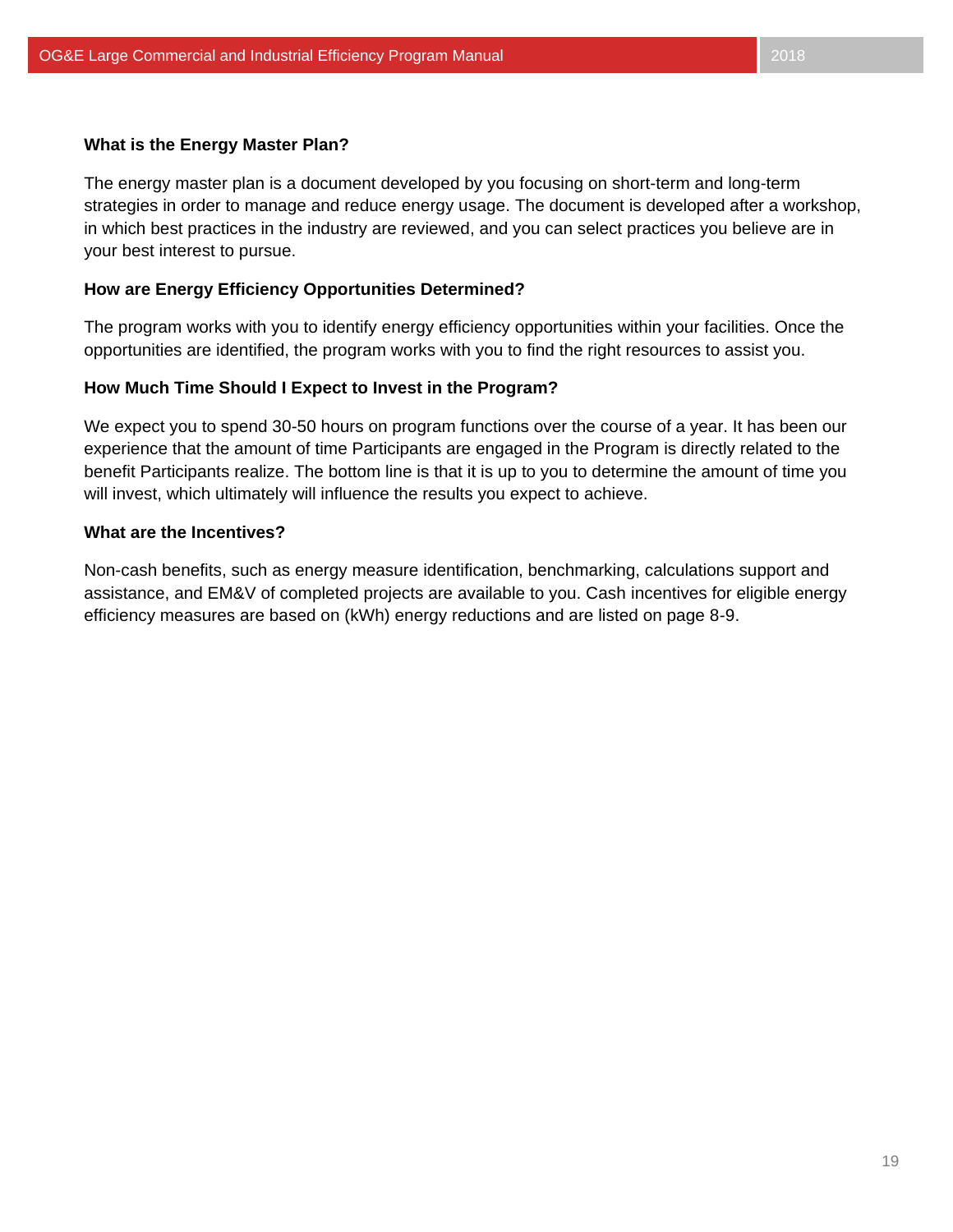**What is the Energy Master Plan?**

The energy master plan is a document developed by you focusing on short-term and long-term strategies in order to manage and reduce energy usage. The document is developed after a workshop, in which best practices in the industry are reviewed, and you can select practices you believe are in your best interest to pursue.

**How are Energy Efficiency Opportunities Determined?**

The program works with you to identify energy efficiency opportunities within your facilities. Once the opportunities are identified, the program works with you to find the right resources to assist you.

**How Much Time Should I Expect to Invest in the Program?**

We expect you to spend 30-50 hours on program functions over the course of a year. It has been our experience that the amount of time Participants are engaged in the Program is directly related to the benefit Participants realize. The bottom line is that it is up to you to determine the amount of time you will invest, which ultimately will influence the results you expect to achieve.

**What are the Incentives?**

Non-cash benefits, such as energy measure identification, benchmarking, calculations support and assistance, and EM&V of completed projects are available to you. Cash incentives for eligible energy efficiency measures are based on (kWh) energy reductions and are listed on page 8-9.